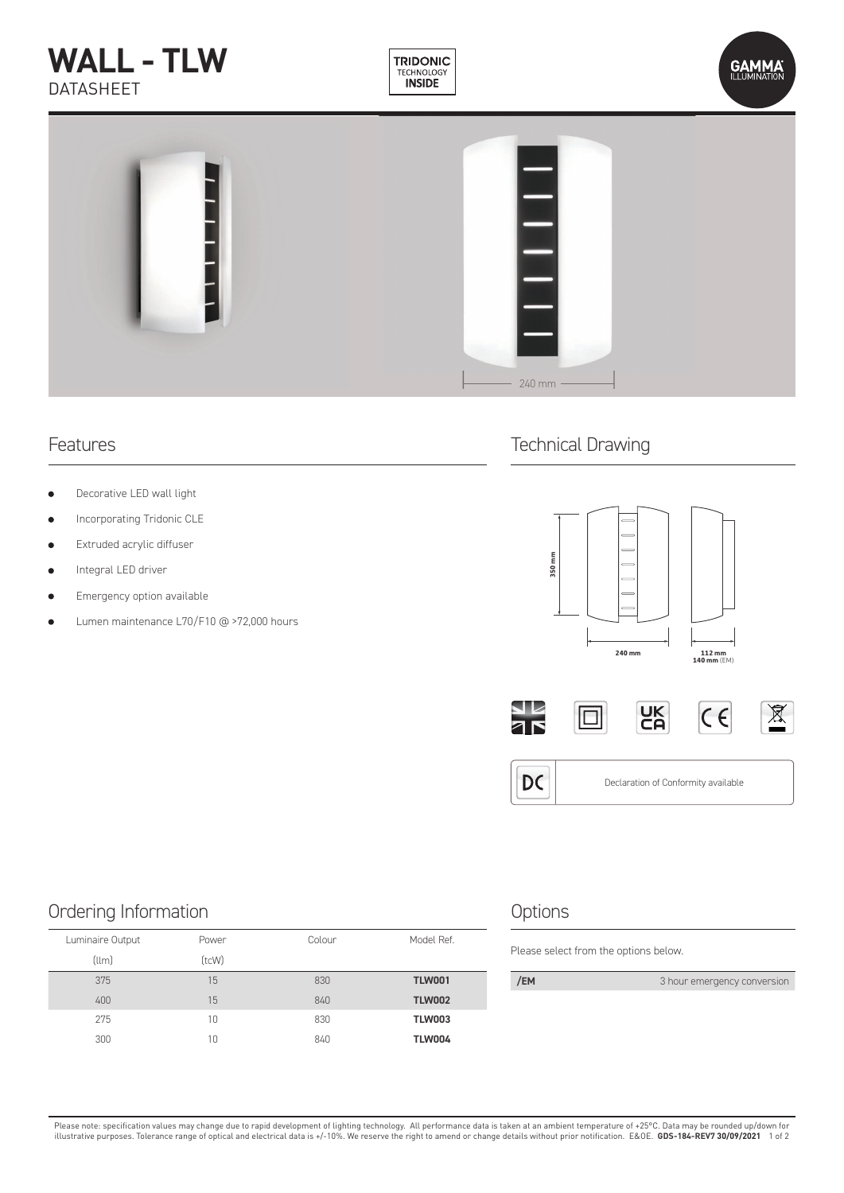# WALL - TLW

DATASHEET

TRIDONIC TECHNOLOGY INSIDE

GAMMA ILLUMINATION

240 mm

## Features

- Decorative LED wall light
- Incorporating Tridonic CLE
- Extruded acrylic diffuser
- Integral LED driver
- Emergency option available
- Lumen maintenance L70/F10 @ >72,000 hours

## Technical Drawing

350 mm

240 mm

112 mm
140 mm (EM)

Declaration of Conformity available

## Ordering Information

| Luminaire Output (llm) | Power (tcW) | Colour | Model Ref. |
|---|---|---|---|
| 375 | 15 | 830 | **TLW001** |
| 400 | 15 | 840 | **TLW002** |
| 275 | 10 | 830 | **TLW003** |
| 300 | 10 | 840 | **TLW004** |

## Options

Please select from the options below.

| **/EM** | 3 hour emergency conversion |
|---|---|

Please note: specification values may change due to rapid development of lighting technology. All performance data is taken at an ambient temperature of +25°C. Data may be rounded up/down for illustrative purposes. Tolerance range of optical and electrical data is +/-10%. We reserve the right to amend or change details without prior notification. E&OE. **GDS-184-REV7 30/09/2021**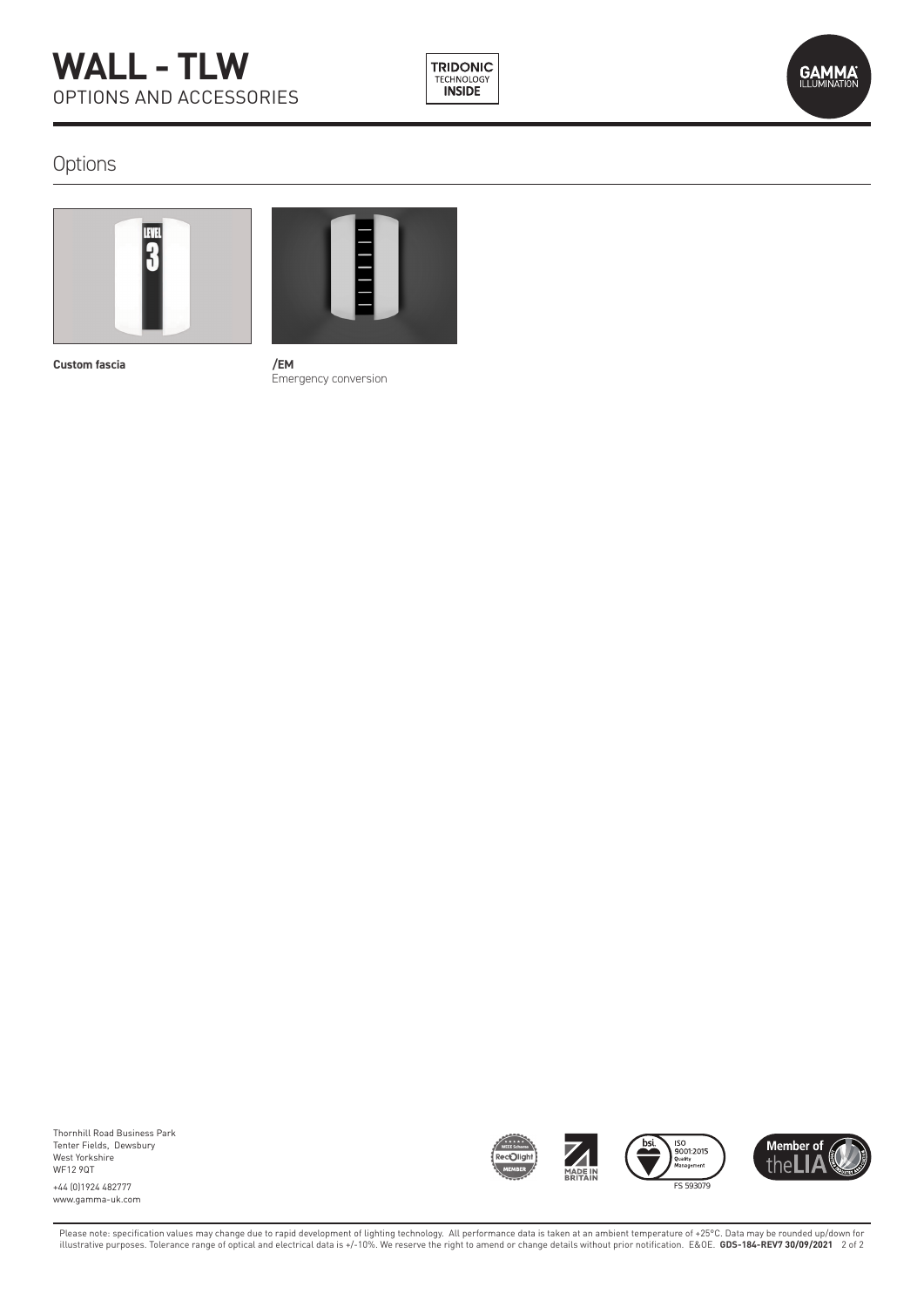# WALL - TLW
OPTIONS AND ACCESSORIES

## Options

**Custom fascia**

**/EM**
Emergency conversion

Thornhill Road Business Park
Tenter Fields, Dewsbury
West Yorkshire
WF12 9QT

+44 (0)1924 482777
www.gamma-uk.com

Please note: specification values may change due to rapid development of lighting technology. All performance data is taken at an ambient temperature of +25°C. Data may be rounded up/down for illustrative purposes. Tolerance range of optical and electrical data is +/-10%. We reserve the right to amend or change details without prior notification. E&OE. **GDS-184-REV7 30/09/2021**